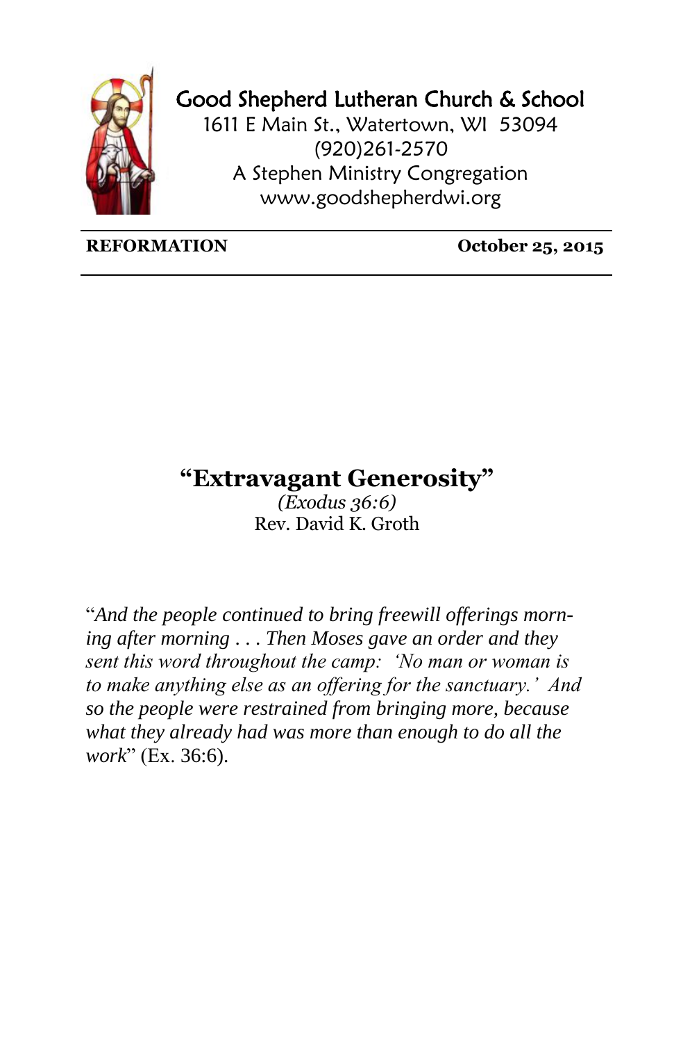# Good Shepherd Lutheran Church & School

1611 E Main St., Watertown, WI 53094
(920)261-2570
A Stephen Ministry Congregation
www.goodshepherdwi.org

**REFORMATION** **October 25, 2015**

## "Extravagant Generosity"

*(Exodus 36:6)*
Rev. David K. Groth

"*And the people continued to bring freewill offerings morning after morning . . . Then Moses gave an order and they sent this word throughout the camp: 'No man or woman is to make anything else as an offering for the sanctuary.' And so the people were restrained from bringing more, because what they already had was more than enough to do all the work*" (Ex. 36:6).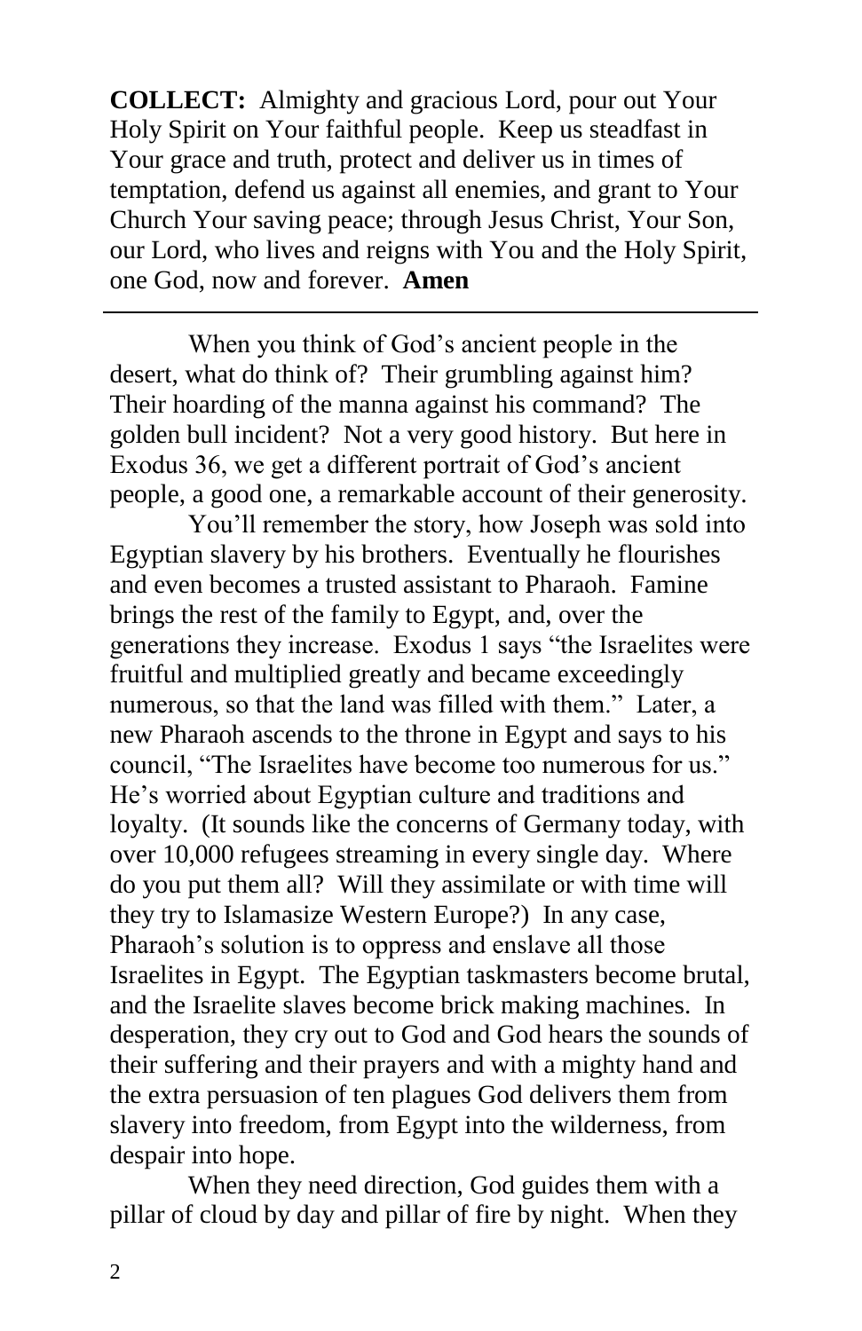**COLLECT:** Almighty and gracious Lord, pour out Your Holy Spirit on Your faithful people. Keep us steadfast in Your grace and truth, protect and deliver us in times of temptation, defend us against all enemies, and grant to Your Church Your saving peace; through Jesus Christ, Your Son, our Lord, who lives and reigns with You and the Holy Spirit, one God, now and forever. **Amen**

---

When you think of God's ancient people in the desert, what do think of? Their grumbling against him? Their hoarding of the manna against his command? The golden bull incident? Not a very good history. But here in Exodus 36, we get a different portrait of God's ancient people, a good one, a remarkable account of their generosity.

You'll remember the story, how Joseph was sold into Egyptian slavery by his brothers. Eventually he flourishes and even becomes a trusted assistant to Pharaoh. Famine brings the rest of the family to Egypt, and, over the generations they increase. Exodus 1 says "the Israelites were fruitful and multiplied greatly and became exceedingly numerous, so that the land was filled with them." Later, a new Pharaoh ascends to the throne in Egypt and says to his council, "The Israelites have become too numerous for us." He's worried about Egyptian culture and traditions and loyalty. (It sounds like the concerns of Germany today, with over 10,000 refugees streaming in every single day. Where do you put them all? Will they assimilate or with time will they try to Islamasize Western Europe?) In any case, Pharaoh's solution is to oppress and enslave all those Israelites in Egypt. The Egyptian taskmasters become brutal, and the Israelite slaves become brick making machines. In desperation, they cry out to God and God hears the sounds of their suffering and their prayers and with a mighty hand and the extra persuasion of ten plagues God delivers them from slavery into freedom, from Egypt into the wilderness, from despair into hope.

When they need direction, God guides them with a pillar of cloud by day and pillar of fire by night. When they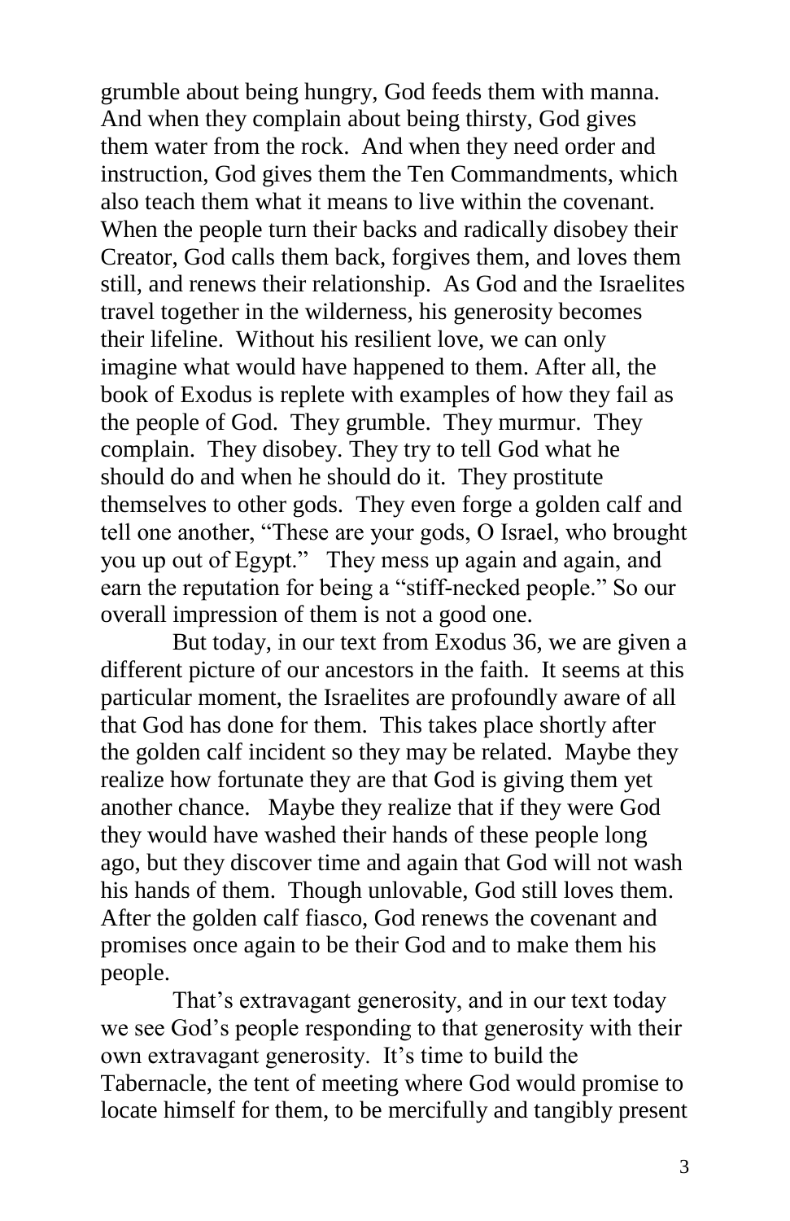grumble about being hungry, God feeds them with manna. And when they complain about being thirsty, God gives them water from the rock. And when they need order and instruction, God gives them the Ten Commandments, which also teach them what it means to live within the covenant. When the people turn their backs and radically disobey their Creator, God calls them back, forgives them, and loves them still, and renews their relationship. As God and the Israelites travel together in the wilderness, his generosity becomes their lifeline. Without his resilient love, we can only imagine what would have happened to them. After all, the book of Exodus is replete with examples of how they fail as the people of God. They grumble. They murmur. They complain. They disobey. They try to tell God what he should do and when he should do it. They prostitute themselves to other gods. They even forge a golden calf and tell one another, "These are your gods, O Israel, who brought you up out of Egypt." They mess up again and again, and earn the reputation for being a "stiff-necked people." So our overall impression of them is not a good one.

But today, in our text from Exodus 36, we are given a different picture of our ancestors in the faith. It seems at this particular moment, the Israelites are profoundly aware of all that God has done for them. This takes place shortly after the golden calf incident so they may be related. Maybe they realize how fortunate they are that God is giving them yet another chance. Maybe they realize that if they were God they would have washed their hands of these people long ago, but they discover time and again that God will not wash his hands of them. Though unlovable, God still loves them. After the golden calf fiasco, God renews the covenant and promises once again to be their God and to make them his people.

That's extravagant generosity, and in our text today we see God's people responding to that generosity with their own extravagant generosity. It's time to build the Tabernacle, the tent of meeting where God would promise to locate himself for them, to be mercifully and tangibly present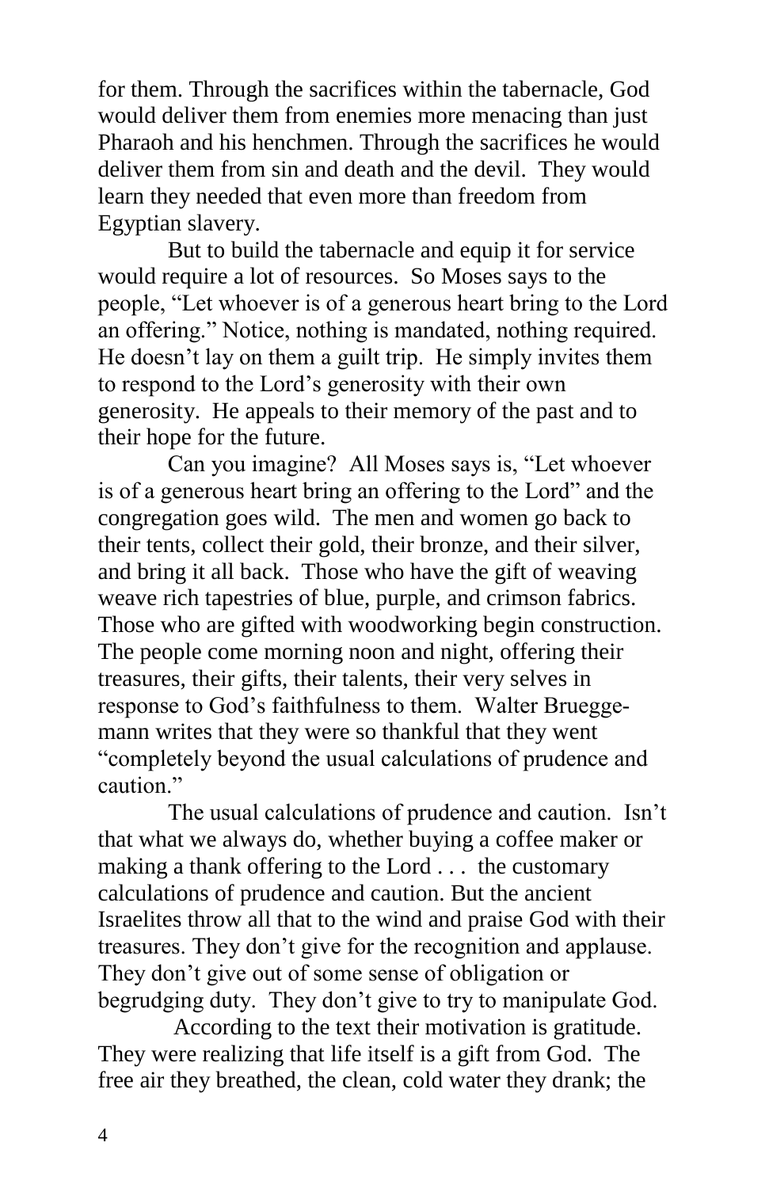for them. Through the sacrifices within the tabernacle, God would deliver them from enemies more menacing than just Pharaoh and his henchmen. Through the sacrifices he would deliver them from sin and death and the devil. They would learn they needed that even more than freedom from Egyptian slavery.

But to build the tabernacle and equip it for service would require a lot of resources. So Moses says to the people, "Let whoever is of a generous heart bring to the Lord an offering." Notice, nothing is mandated, nothing required. He doesn't lay on them a guilt trip. He simply invites them to respond to the Lord's generosity with their own generosity. He appeals to their memory of the past and to their hope for the future.

Can you imagine? All Moses says is, "Let whoever is of a generous heart bring an offering to the Lord" and the congregation goes wild. The men and women go back to their tents, collect their gold, their bronze, and their silver, and bring it all back. Those who have the gift of weaving weave rich tapestries of blue, purple, and crimson fabrics. Those who are gifted with woodworking begin construction. The people come morning noon and night, offering their treasures, their gifts, their talents, their very selves in response to God's faithfulness to them. Walter Brueggemann writes that they were so thankful that they went "completely beyond the usual calculations of prudence and caution."

The usual calculations of prudence and caution. Isn't that what we always do, whether buying a coffee maker or making a thank offering to the Lord . . . the customary calculations of prudence and caution. But the ancient Israelites throw all that to the wind and praise God with their treasures. They don't give for the recognition and applause. They don't give out of some sense of obligation or begrudging duty. They don't give to try to manipulate God.

According to the text their motivation is gratitude. They were realizing that life itself is a gift from God. The free air they breathed, the clean, cold water they drank; the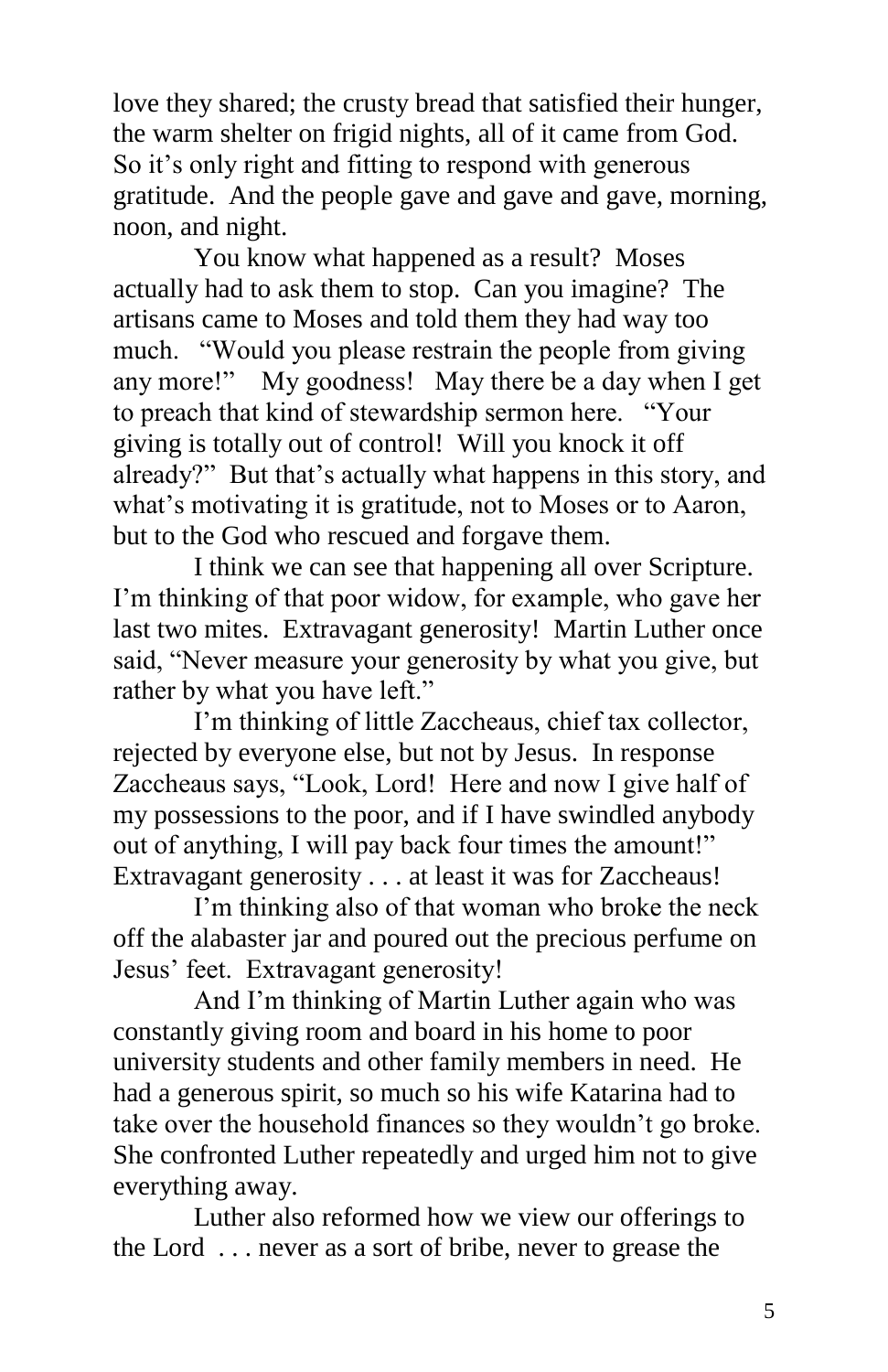love they shared; the crusty bread that satisfied their hunger, the warm shelter on frigid nights, all of it came from God. So it's only right and fitting to respond with generous gratitude. And the people gave and gave and gave, morning, noon, and night.

You know what happened as a result? Moses actually had to ask them to stop. Can you imagine? The artisans came to Moses and told them they had way too much. "Would you please restrain the people from giving any more!" My goodness! May there be a day when I get to preach that kind of stewardship sermon here. "Your giving is totally out of control! Will you knock it off already?" But that's actually what happens in this story, and what's motivating it is gratitude, not to Moses or to Aaron, but to the God who rescued and forgave them.

I think we can see that happening all over Scripture. I'm thinking of that poor widow, for example, who gave her last two mites. Extravagant generosity! Martin Luther once said, "Never measure your generosity by what you give, but rather by what you have left."

I'm thinking of little Zaccheaus, chief tax collector, rejected by everyone else, but not by Jesus. In response Zaccheaus says, "Look, Lord! Here and now I give half of my possessions to the poor, and if I have swindled anybody out of anything, I will pay back four times the amount!" Extravagant generosity . . . at least it was for Zaccheaus!

I'm thinking also of that woman who broke the neck off the alabaster jar and poured out the precious perfume on Jesus' feet. Extravagant generosity!

And I'm thinking of Martin Luther again who was constantly giving room and board in his home to poor university students and other family members in need. He had a generous spirit, so much so his wife Katarina had to take over the household finances so they wouldn't go broke. She confronted Luther repeatedly and urged him not to give everything away.

Luther also reformed how we view our offerings to the Lord . . . never as a sort of bribe, never to grease the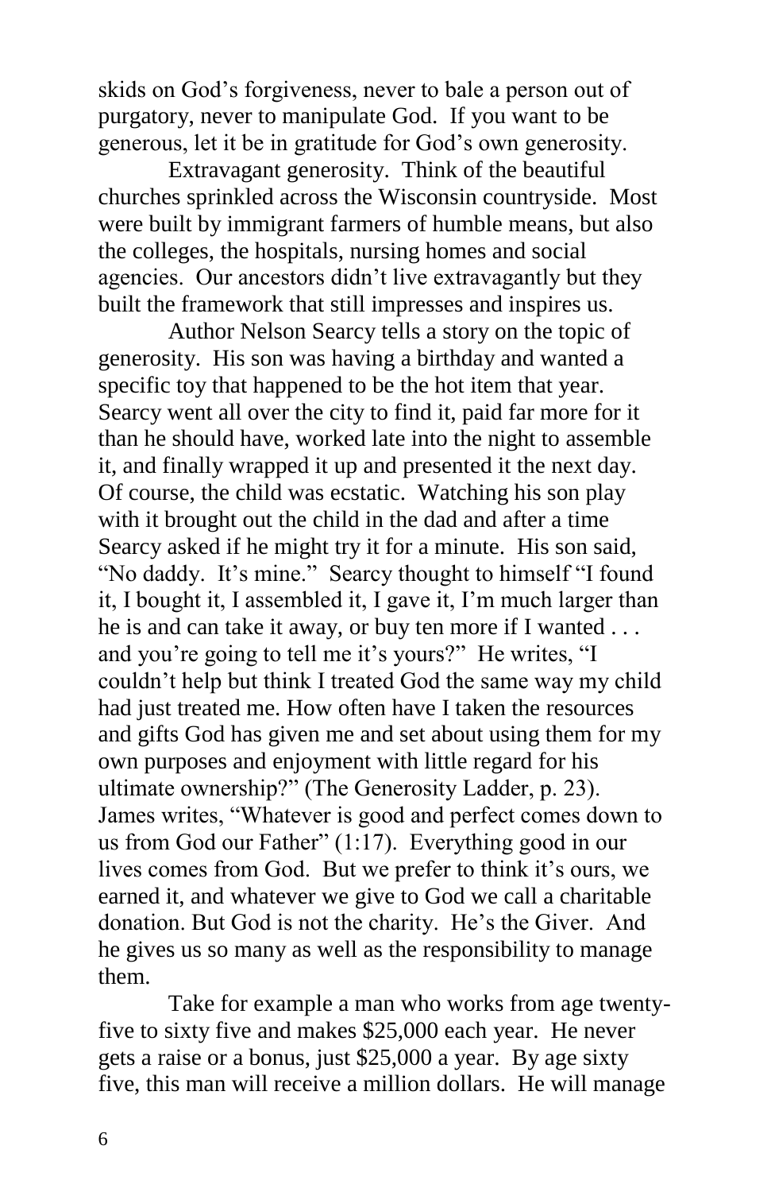skids on God's forgiveness, never to bale a person out of purgatory, never to manipulate God. If you want to be generous, let it be in gratitude for God's own generosity.

Extravagant generosity. Think of the beautiful churches sprinkled across the Wisconsin countryside. Most were built by immigrant farmers of humble means, but also the colleges, the hospitals, nursing homes and social agencies. Our ancestors didn't live extravagantly but they built the framework that still impresses and inspires us.

Author Nelson Searcy tells a story on the topic of generosity. His son was having a birthday and wanted a specific toy that happened to be the hot item that year. Searcy went all over the city to find it, paid far more for it than he should have, worked late into the night to assemble it, and finally wrapped it up and presented it the next day. Of course, the child was ecstatic. Watching his son play with it brought out the child in the dad and after a time Searcy asked if he might try it for a minute. His son said, "No daddy. It's mine." Searcy thought to himself "I found it, I bought it, I assembled it, I gave it, I'm much larger than he is and can take it away, or buy ten more if I wanted . . . and you're going to tell me it's yours?" He writes, "I couldn't help but think I treated God the same way my child had just treated me. How often have I taken the resources and gifts God has given me and set about using them for my own purposes and enjoyment with little regard for his ultimate ownership?" (The Generosity Ladder, p. 23). James writes, "Whatever is good and perfect comes down to us from God our Father" (1:17). Everything good in our lives comes from God. But we prefer to think it's ours, we earned it, and whatever we give to God we call a charitable donation. But God is not the charity. He's the Giver. And he gives us so many as well as the responsibility to manage them.

Take for example a man who works from age twenty-five to sixty five and makes $25,000 each year. He never gets a raise or a bonus, just $25,000 a year. By age sixty five, this man will receive a million dollars. He will manage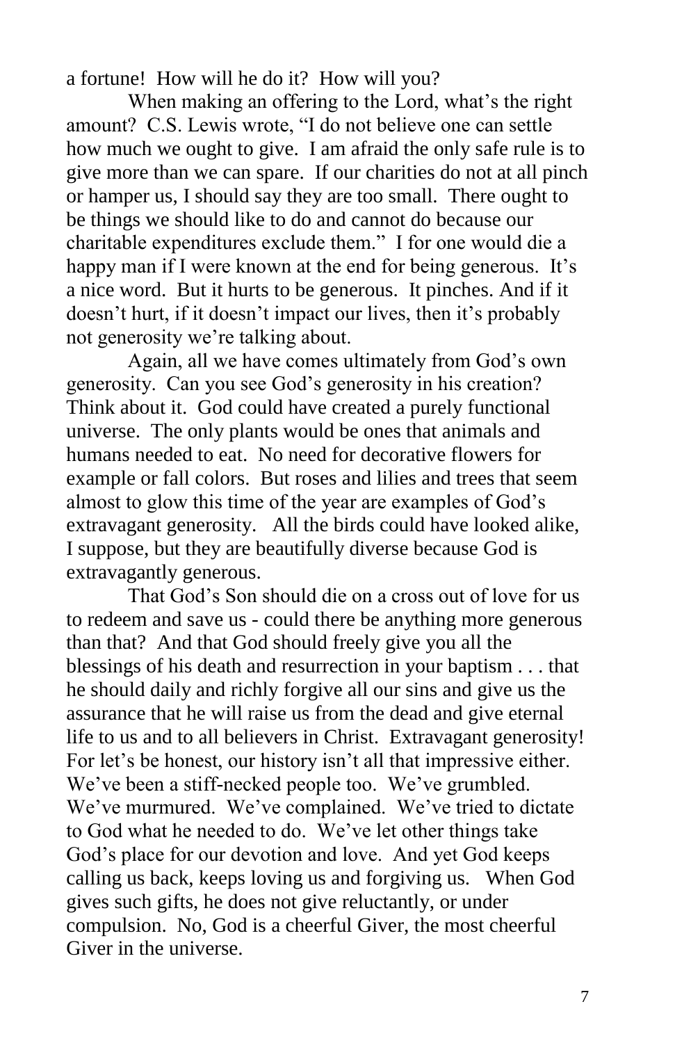a fortune! How will he do it? How will you?

When making an offering to the Lord, what's the right amount? C.S. Lewis wrote, "I do not believe one can settle how much we ought to give. I am afraid the only safe rule is to give more than we can spare. If our charities do not at all pinch or hamper us, I should say they are too small. There ought to be things we should like to do and cannot do because our charitable expenditures exclude them." I for one would die a happy man if I were known at the end for being generous. It's a nice word. But it hurts to be generous. It pinches. And if it doesn't hurt, if it doesn't impact our lives, then it's probably not generosity we're talking about.

Again, all we have comes ultimately from God's own generosity. Can you see God's generosity in his creation? Think about it. God could have created a purely functional universe. The only plants would be ones that animals and humans needed to eat. No need for decorative flowers for example or fall colors. But roses and lilies and trees that seem almost to glow this time of the year are examples of God's extravagant generosity. All the birds could have looked alike, I suppose, but they are beautifully diverse because God is extravagantly generous.

That God's Son should die on a cross out of love for us to redeem and save us - could there be anything more generous than that? And that God should freely give you all the blessings of his death and resurrection in your baptism . . . that he should daily and richly forgive all our sins and give us the assurance that he will raise us from the dead and give eternal life to us and to all believers in Christ. Extravagant generosity! For let's be honest, our history isn't all that impressive either. We've been a stiff-necked people too. We've grumbled. We've murmured. We've complained. We've tried to dictate to God what he needed to do. We've let other things take God's place for our devotion and love. And yet God keeps calling us back, keeps loving us and forgiving us. When God gives such gifts, he does not give reluctantly, or under compulsion. No, God is a cheerful Giver, the most cheerful Giver in the universe.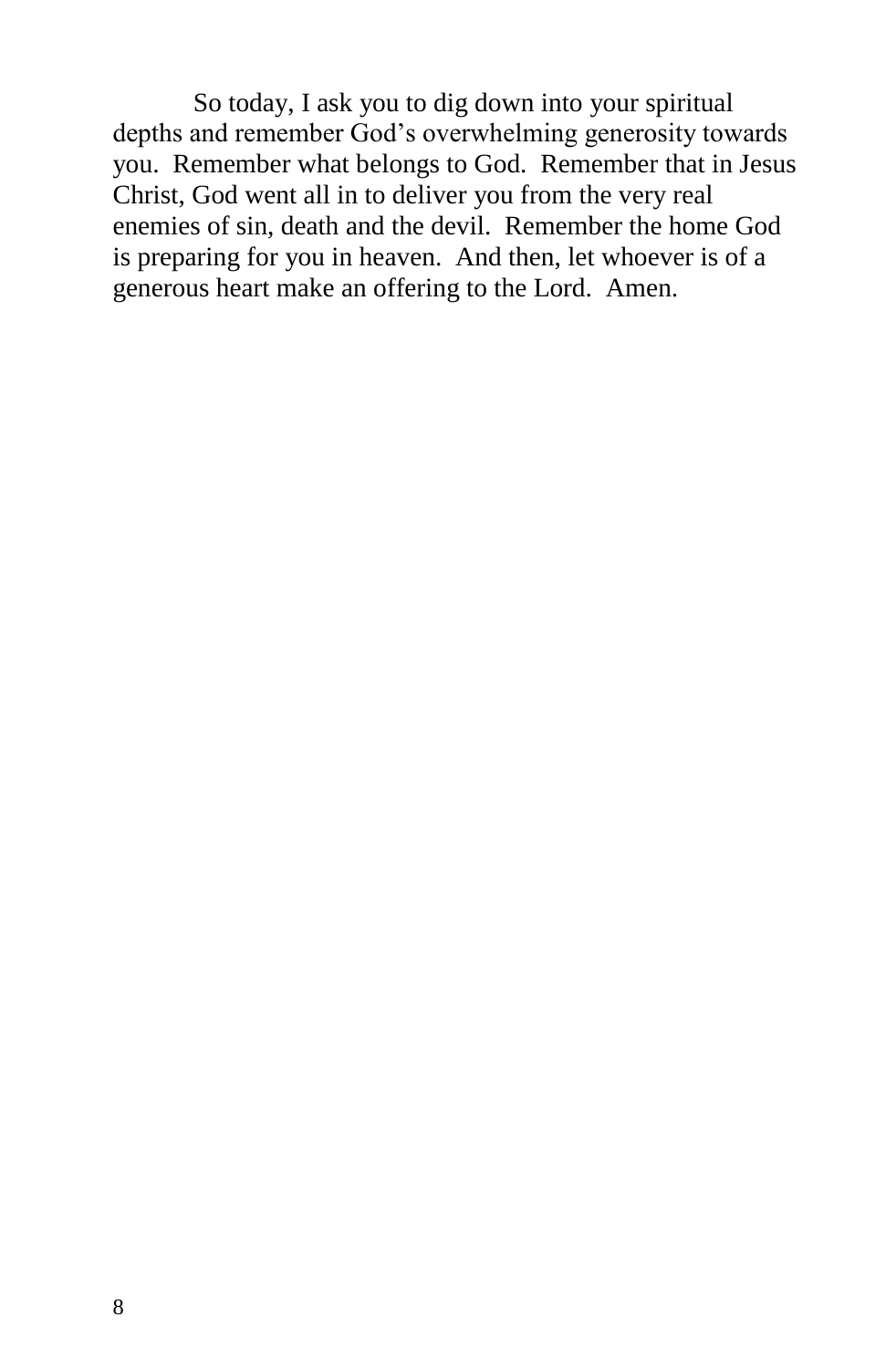So today, I ask you to dig down into your spiritual depths and remember God's overwhelming generosity towards you. Remember what belongs to God. Remember that in Jesus Christ, God went all in to deliver you from the very real enemies of sin, death and the devil. Remember the home God is preparing for you in heaven. And then, let whoever is of a generous heart make an offering to the Lord. Amen.